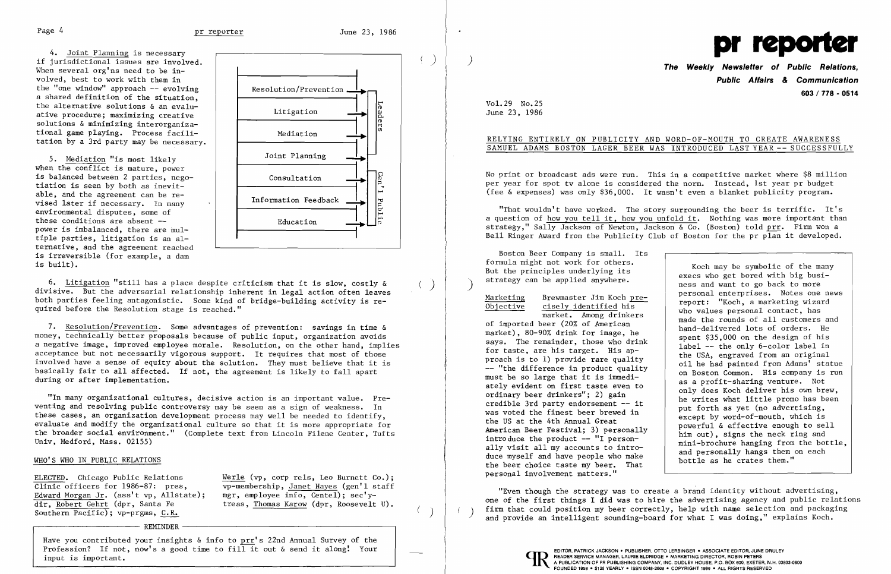4. Joint Planning is necessary if jurisdictional issues are involved. When several org'ns need to be involved, best to work with them in the "one window" approach -- evolving a shared definition of the situation, the alternative solutions & an evaluative procedure; maximizing creative solutions & minimizing interorganizational game playing. Process facilitation by a 3rd party may be necessary.

Resolution/Prevention
Litigation
Mediation
Joint Planning
Consultation
Information Feedback
Education
Leaders
Gen'l Public

5. Mediation "is most likely when the conflict is mature, power is balanced between 2 parties, negotiation is seen by both as inevitable, and the agreement can be revised later if necessary. In many environmental disputes, some of these conditions are absent -- power is imbalanced, there are multiple parties, litigation is an alternative, and the agreement reached is irreversible (for example, a dam is built).

6. Litigation "still has a place despite criticism that it is slow, costly & divisive. But the adversarial relationship inherent in legal action often leaves both parties feeling antagonistic. Some kind of bridge-building activity is required before the Resolution stage is reached."

7. Resolution/Prevention. Some advantages of prevention: savings in time & money, technically better proposals because of public input, organization avoids a negative image, improved employee morale. Resolution, on the other hand, implies acceptance but not necessarily vigorous support. It requires that most of those involved have a sense of equity about the solution. They must believe that it is basically fair to all affected. If not, the agreement is likely to fall apart during or after implementation.

"In many organizational cultures, decisive action is an important value. Preventing and resolving public controversy may be seen as a sign of weakness. In these cases, an organization development process may well be needed to identify, evaluate and modify the organizational culture so that it is more appropriate for the broader social environment." (Complete text from Lincoln Filene Center, Tufts Univ, Medford, Mass. 02155)

## WHO'S WHO IN PUBLIC RELATIONS

ELECTED. Chicago Public Relations Clinic officers for 1986-87: pres, Edward Morgan Jr. (ass't vp, Allstate); dir, Robert Gehrt (dpr, Santa Fe Southern Pacific); vp-prgms, C.R. Werle (vp, corp rels, Leo Burnett Co.); vp-membership, Janet Hayes (gen'l staff mgr, employee info, Centel); sec'y-treas, Thomas Karow (dpr, Roosevelt U).

REMINDER

Have you contributed your insights & info to prr's 22nd Annual Survey of the Profession? If not, now's a good time to fill it out & send it along! Your input is important.

# pr reporter

**The Weekly Newsletter of Public Relations, Public Affairs & Communication**

**603 / 778 - 0514**

Vol.29 No.25
June 23, 1986

## RELYING ENTIRELY ON PUBLICITY AND WORD-OF-MOUTH TO CREATE AWARENESS SAMUEL ADAMS BOSTON LAGER BEER WAS INTRODUCED LAST YEAR -- SUCCESSFULLY

No print or broadcast ads were run. This in a competitive market where $8 million per year for spot tv alone is considered the norm. Instead, 1st year pr budget (fee & expenses) was only $36,000. It wasn't even a blanket publicity program.

"That wouldn't have worked. The story surrounding the beer is terrific. It's a question of how you tell it, how you unfold it. Nothing was more important than strategy," Sally Jackson of Newton, Jackson & Co. (Boston) told prr. Firm won a Bell Ringer Award from the Publicity Club of Boston for the pr plan it developed.

Boston Beer Company is small. Its formula might not work for others. But the principles underlying its strategy can be applied anywhere.

Marketing Objective: Brewmaster Jim Koch precisely identified his market. Among drinkers of imported beer (20% of American market), 80-90% drink for image, he says. The remainder, those who drink for taste, are his target. His approach is to 1) provide rare quality -- "the difference in product quality must be so large that it is immediately evident on first taste even to ordinary beer drinkers"; 2) gain credible 3rd party endorsement -- it was voted the finest beer brewed in the US at the 4th Annual Great American Beer Festival; 3) personally introduce the product -- "I personally visit all my accounts to introduce myself and have people who make the beer choice taste my beer. That personal involvement matters."

Koch may be symbolic of the many execs who get bored with big business and want to go back to more personal enterprises. Notes one news report: "Koch, a marketing wizard who values personal contact, has made the rounds of all customers and hand-delivered lots of orders. He spent $35,000 on the design of his label -- the only 6-color label in the USA, engraved from an original oil he had painted from Adams' statue on Boston Common. His company is run as a profit-sharing venture. Not only does Koch deliver his own brew, he writes what little promo has been put forth as yet (no advertising, except by word-of-mouth, which is powerful & effective enough to sell him out), signs the neck ring and mini-brochure hanging from the bottle, and personally hangs them on each bottle as he crates them."

"Even though the strategy was to create a brand identity without advertising, one of the first things I did was to hire the advertising agency and public relations firm that could position my beer correctly, help with name selection and packaging and provide an intelligent sounding-board for what I was doing," explains Koch.

EDITOR, PATRICK JACKSON • PUBLISHER, OTTO LERBINGER • ASSOCIATE EDITOR, JUNE DRULEY
READER SERVICE MANAGER, LAURIE ELDRIDGE • MARKETING DIRECTOR, ROBIN PETERS
A PUBLICATION OF PR PUBLISHING COMPANY, INC. DUDLEY HOUSE, P.O. BOX 600, EXETER, N.H. 03833-0600
FOUNDED 1958 • $125 YEARLY • ISSN 0048-2609 • COPYRIGHT 1986 • ALL RIGHTS RESERVED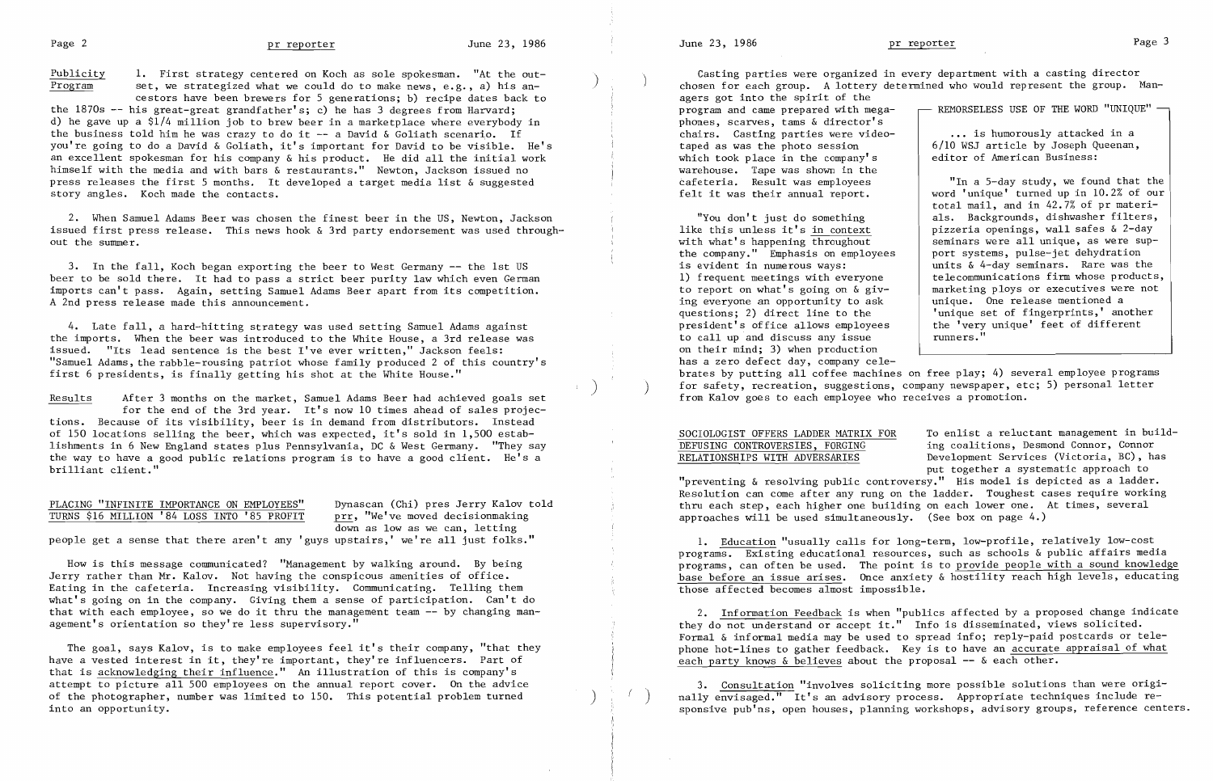**Publicity Program** 1. First strategy centered on Koch as sole spokesman. "At the outset, we strategized what we could do to make news, e.g., a) his ancestors have been brewers for 5 generations; b) recipe dates back to the 1870s -- his great-great grandfather's; c) he has 3 degrees from Harvard; d) he gave up a $1/4 million job to brew beer in a marketplace where everybody in the business told him he was crazy to do it -- a David & Goliath scenario. If you're going to do a David & Goliath, it's important for David to be visible. He's an excellent spokesman for his company & his product. He did all the initial work himself with the media and with bars & restaurants." Newton, Jackson issued no press releases the first 5 months. It developed a target media list & suggested story angles. Koch made the contacts.

2. When Samuel Adams Beer was chosen the finest beer in the US, Newton, Jackson issued first press release. This news hook & 3rd party endorsement was used throughout the summer.

3. In the fall, Koch began exporting the beer to West Germany -- the 1st US beer to be sold there. It had to pass a strict beer purity law which even German imports can't pass. Again, setting Samuel Adams Beer apart from its competition. A 2nd press release made this announcement.

4. Late fall, a hard-hitting strategy was used setting Samuel Adams against the imports. When the beer was introduced to the White House, a 3rd release was issued. "Its lead sentence is the best I've ever written," Jackson feels: "Samuel Adams, the rabble-rousing patriot whose family produced 2 of this country's first 6 presidents, is finally getting his shot at the White House."

**Results** After 3 months on the market, Samuel Adams Beer had achieved goals set for the end of the 3rd year. It's now 10 times ahead of sales projections. Because of its visibility, beer is in demand from distributors. Instead of 150 locations selling the beer, which was expected, it's sold in 1,500 establishments in 6 New England states plus Pennsylvania, DC & West Germany. "They say the way to have a good public relations program is to have a good client. He's a brilliant client."

## PLACING "INFINITE IMPORTANCE ON EMPLOYEES" TURNS $16 MILLION '84 LOSS INTO '85 PROFIT

Dynascan (Chi) pres Jerry Kalov told prr, "We've moved decisionmaking down as low as we can, letting people get a sense that there aren't any 'guys upstairs,' we're all just folks."

How is this message communicated? "Management by walking around. By being Jerry rather than Mr. Kalov. Not having the conspicous amenities of office. Eating in the cafeteria. Increasing visibility. Communicating. Telling them what's going on in the company. Giving them a sense of participation. Can't do that with each employee, so we do it thru the management team -- by changing management's orientation so they're less supervisory."

The goal, says Kalov, is to make employees feel it's their company, "that they have a vested interest in it, they're important, they're influencers. Part of that is acknowledging their influence." An illustration of this is company's attempt to picture all 500 employees on the annual report cover. On the advice of the photographer, number was limited to 150. This potential problem turned into an opportunity.

Casting parties were organized in every department with a casting director chosen for each group. A lottery determined who would represent the group. Managers got into the spirit of the program and came prepared with megaphones, scarves, tams & director's chairs. Casting parties were videotaped as was the photo session which took place in the company's warehouse. Tape was shown in the cafeteria. Result was employees felt it was their annual report.

"You don't just do something like this unless it's in context with what's happening throughout the company." Emphasis on employees is evident in numerous ways: 1) frequent meetings with everyone to report on what's going on & giving everyone an opportunity to ask questions; 2) direct line to the president's office allows employees to call up and discuss any issue on their mind; 3) when production has a zero defect day, company celebrates by putting all coffee machines on free play; 4) several employee programs for safety, recreation, suggestions, company newspaper, etc; 5) personal letter from Kalov goes to each employee who receives a promotion.

> **REMORSELESS USE OF THE WORD "UNIQUE"**
>
> ... is humorously attacked in a 6/10 WSJ article by Joseph Queenan, editor of American Business:
>
> "In a 5-day study, we found that the word 'unique' turned up in 10.2% of our total mail, and in 42.7% of pr materials. Backgrounds, dishwasher filters, pizzeria openings, wall safes & 2-day seminars were all unique, as were support systems, pulse-jet dehydration units & 4-day seminars. Rare was the telecommunications firm whose products, marketing ploys or executives were not unique. One release mentioned a 'unique set of fingerprints,' another the 'very unique' feet of different runners."

## SOCIOLOGIST OFFERS LADDER MATRIX FOR DEFUSING CONTROVERSIES, FORGING RELATIONSHIPS WITH ADVERSARIES

To enlist a reluctant management in building coalitions, Desmond Connor, Connor Development Services (Victoria, BC), has put together a systematic approach to "preventing & resolving public controversy." His model is depicted as a ladder. Resolution can come after any rung on the ladder. Toughest cases require working thru each step, each higher one building on each lower one. At times, several approaches will be used simultaneously. (See box on page 4.)

1. Education "usually calls for long-term, low-profile, relatively low-cost programs. Existing educational resources, such as schools & public affairs media programs, can often be used. The point is to provide people with a sound knowledge base before an issue arises. Once anxiety & hostility reach high levels, educating those affected becomes almost impossible.

2. Information Feedback is when "publics affected by a proposed change indicate they do not understand or accept it." Info is disseminated, views solicited. Formal & informal media may be used to spread info; reply-paid postcards or telephone hot-lines to gather feedback. Key is to have an accurate appraisal of what each party knows & believes about the proposal -- & each other.

3. Consultation "involves soliciting more possible solutions than were originally envisaged." It's an advisory process. Appropriate techniques include responsive pub'ns, open houses, planning workshops, advisory groups, reference centers.